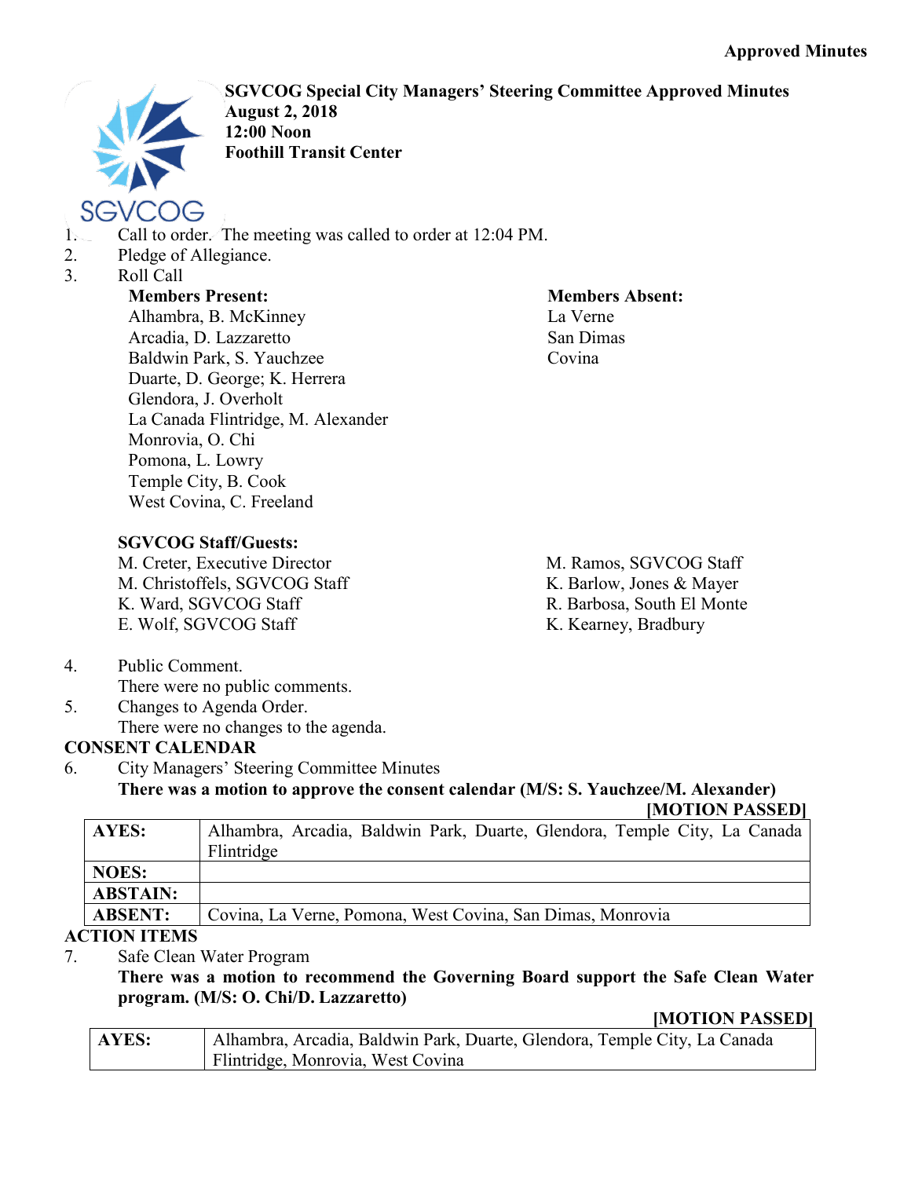**Approved Minutes**

**SGVCOG Special City Managers' Steering Committee Approved Minutes**
**August 2, 2018**
**12:00 Noon**
**Foothill Transit Center**

1. Call to order. The meeting was called to order at 12:04 PM.
2. Pledge of Allegiance.
3. Roll Call

**Members Present:**
Alhambra, B. McKinney
Arcadia, D. Lazzaretto
Baldwin Park, S. Yauchzee
Duarte, D. George; K. Herrera
Glendora, J. Overholt
La Canada Flintridge, M. Alexander
Monrovia, O. Chi
Pomona, L. Lowry
Temple City, B. Cook
West Covina, C. Freeland

**Members Absent:**
La Verne
San Dimas
Covina

**SGVCOG Staff/Guests:**
M. Creter, Executive Director
M. Christoffels, SGVCOG Staff
K. Ward, SGVCOG Staff
E. Wolf, SGVCOG Staff
M. Ramos, SGVCOG Staff
K. Barlow, Jones & Mayer
R. Barbosa, South El Monte
K. Kearney, Bradbury

4. Public Comment.
   There were no public comments.
5. Changes to Agenda Order.
   There were no changes to the agenda.

**CONSENT CALENDAR**

6. City Managers' Steering Committee Minutes
   **There was a motion to approve the consent calendar (M/S: S. Yauchzee/M. Alexander)**
   **[MOTION PASSED]**

| | |
|---|---|
| **AYES:** | Alhambra, Arcadia, Baldwin Park, Duarte, Glendora, Temple City, La Canada Flintridge |
| **NOES:** | |
| **ABSTAIN:** | |
| **ABSENT:** | Covina, La Verne, Pomona, West Covina, San Dimas, Monrovia |

**ACTION ITEMS**

7. Safe Clean Water Program
   **There was a motion to recommend the Governing Board support the Safe Clean Water program. (M/S: O. Chi/D. Lazzaretto)**
   **[MOTION PASSED]**

| | |
|---|---|
| **AYES:** | Alhambra, Arcadia, Baldwin Park, Duarte, Glendora, Temple City, La Canada Flintridge, Monrovia, West Covina |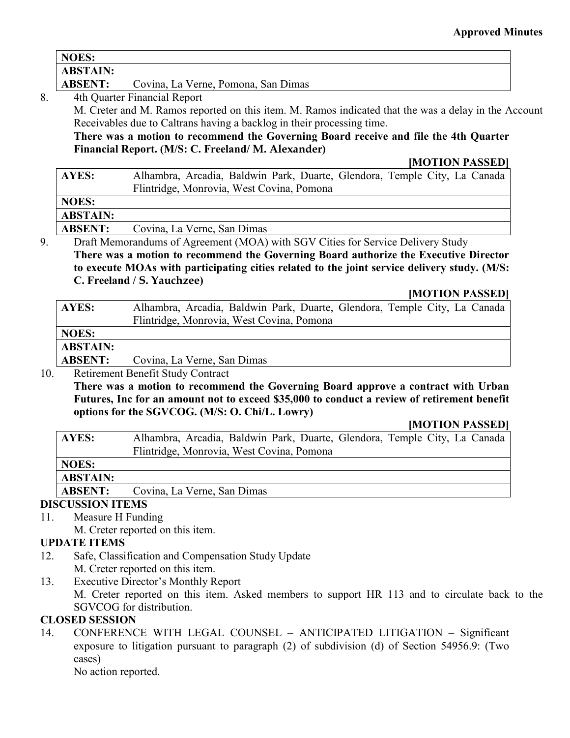| NOES: | |
|---|---|
| ABSTAIN: | |
| ABSENT: | Covina, La Verne, Pomona, San Dimas |

8. 4th Quarter Financial Report
   M. Creter and M. Ramos reported on this item. M. Ramos indicated that the was a delay in the Account Receivables due to Caltrans having a backlog in their processing time.
   **There was a motion to recommend the Governing Board receive and file the 4th Quarter Financial Report. (M/S: C. Freeland/ M. Alexander)**

   **[MOTION PASSED]**

| AYES: | Alhambra, Arcadia, Baldwin Park, Duarte, Glendora, Temple City, La Canada Flintridge, Monrovia, West Covina, Pomona |
|---|---|
| NOES: | |
| ABSTAIN: | |
| ABSENT: | Covina, La Verne, San Dimas |

9. Draft Memorandums of Agreement (MOA) with SGV Cities for Service Delivery Study
   **There was a motion to recommend the Governing Board authorize the Executive Director to execute MOAs with participating cities related to the joint service delivery study. (M/S: C. Freeland / S. Yauchzee)**

   **[MOTION PASSED]**

| AYES: | Alhambra, Arcadia, Baldwin Park, Duarte, Glendora, Temple City, La Canada Flintridge, Monrovia, West Covina, Pomona |
|---|---|
| NOES: | |
| ABSTAIN: | |
| ABSENT: | Covina, La Verne, San Dimas |

10. Retirement Benefit Study Contract
    **There was a motion to recommend the Governing Board approve a contract with Urban Futures, Inc for an amount not to exceed $35,000 to conduct a review of retirement benefit options for the SGVCOG. (M/S: O. Chi/L. Lowry)**

    **[MOTION PASSED]**

| AYES: | Alhambra, Arcadia, Baldwin Park, Duarte, Glendora, Temple City, La Canada Flintridge, Monrovia, West Covina, Pomona |
|---|---|
| NOES: | |
| ABSTAIN: | |
| ABSENT: | Covina, La Verne, San Dimas |

**DISCUSSION ITEMS**

11. Measure H Funding
    M. Creter reported on this item.

**UPDATE ITEMS**

12. Safe, Classification and Compensation Study Update
    M. Creter reported on this item.
13. Executive Director's Monthly Report
    M. Creter reported on this item. Asked members to support HR 113 and to circulate back to the SGVCOG for distribution.

**CLOSED SESSION**

14. CONFERENCE WITH LEGAL COUNSEL – ANTICIPATED LITIGATION – Significant exposure to litigation pursuant to paragraph (2) of subdivision (d) of Section 54956.9: (Two cases)
    No action reported.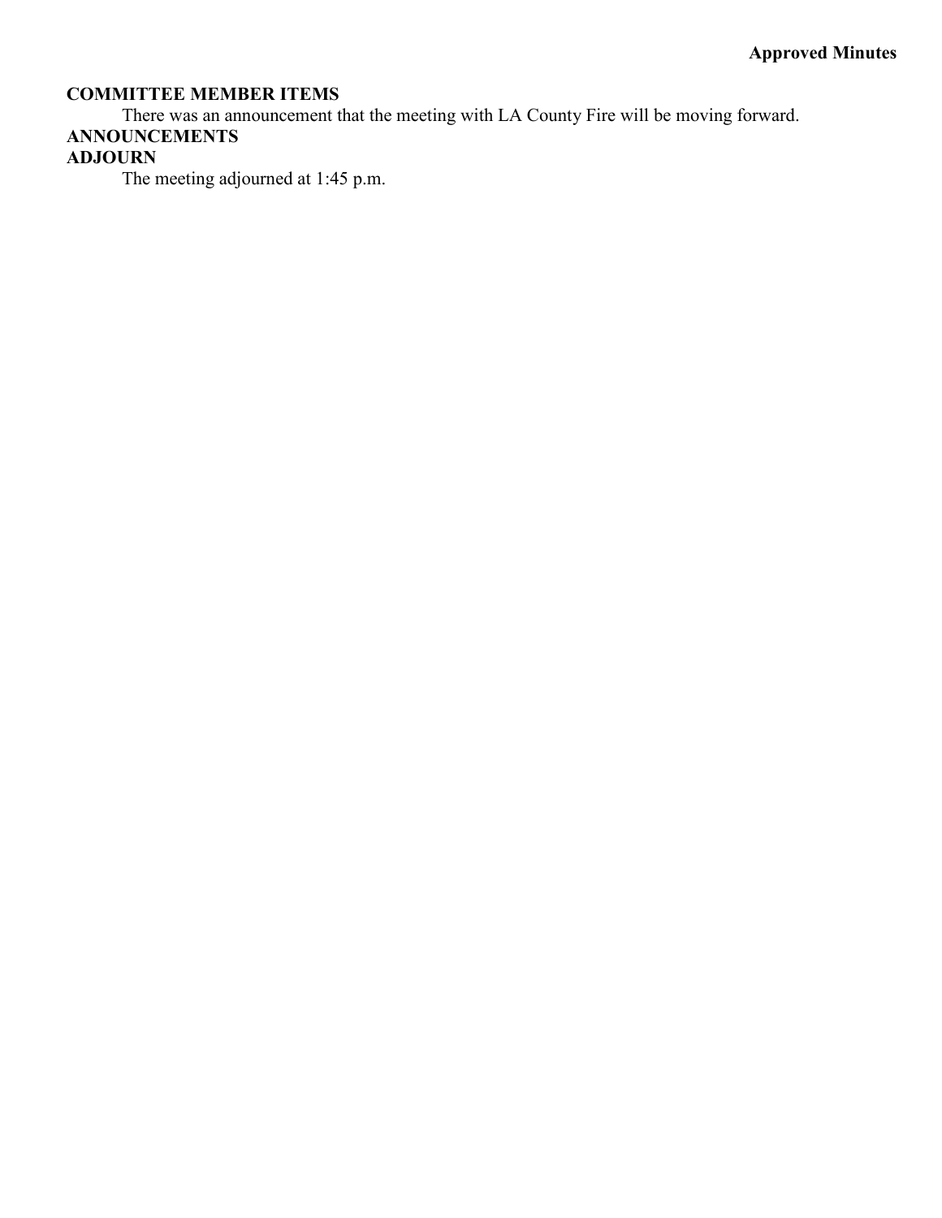**Approved Minutes**

**COMMITTEE MEMBER ITEMS**

There was an announcement that the meeting with LA County Fire will be moving forward.

**ANNOUNCEMENTS**

**ADJOURN**

The meeting adjourned at 1:45 p.m.